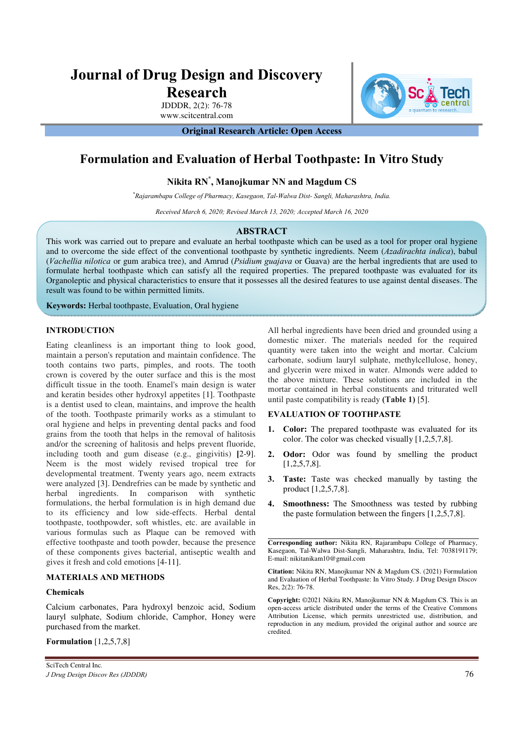# Journal of Drug Design and Discovery Research

JDDDR, 2(2): 76-78

www.scitcentral.com

**Original Research Article: Open Access**

# Formulation and Evaluation of Herbal Toothpaste: In Vitro Study

**Nikita RN[*], Manojkumar NN and Magdum CS**

[*]*Rajarambapu College of Pharmacy, Kasegaon, Tal-Walwa Dist- Sangli, Maharashtra, India.*

*Received March 6, 2020; Revised March 13, 2020; Accepted March 16, 2020*

## ABSTRACT

This work was carried out to prepare and evaluate an herbal toothpaste which can be used as a tool for proper oral hygiene and to overcome the side effect of the conventional toothpaste by synthetic ingredients. Neem (*Azadirachta indica*), babul (*Vachellia nilotica* or gum arabica tree), and Amrud (*Psidium guajava* or Guava) are the herbal ingredients that are used to formulate herbal toothpaste which can satisfy all the required properties. The prepared toothpaste was evaluated for its Organoleptic and physical characteristics to ensure that it possesses all the desired features to use against dental diseases. The result was found to be within permitted limits.

**Keywords:** Herbal toothpaste, Evaluation, Oral hygiene

## INTRODUCTION

Eating cleanliness is an important thing to look good, maintain a person's reputation and maintain confidence. The tooth contains two parts, pimples, and roots. The tooth crown is covered by the outer surface and this is the most difficult tissue in the tooth. Enamel's main design is water and keratin besides other hydroxyl appetites [1]. Toothpaste is a dentist used to clean, maintains, and improve the health of the tooth. Toothpaste primarily works as a stimulant to oral hygiene and helps in preventing dental packs and food grains from the tooth that helps in the removal of halitosis and/or the screening of halitosis and helps prevent fluoride, including tooth and gum disease (e.g., gingivitis) **[**2-9]. Neem is the most widely revised tropical tree for developmental treatment. Twenty years ago, neem extracts were analyzed [3]. Dendrefries can be made by synthetic and herbal ingredients. In comparison with synthetic formulations, the herbal formulation is in high demand due to its efficiency and low side-effects. Herbal dental toothpaste, toothpowder, soft whistles, etc. are available in various formulas such as Plaque can be removed with effective toothpaste and tooth powder, because the presence of these components gives bacterial, antiseptic wealth and gives it fresh and cold emotions [4-11].

## MATERIALS AND METHODS

### Chemicals

Calcium carbonates, Para hydroxyl benzoic acid, Sodium lauryl sulphate, Sodium chloride, Camphor, Honey were purchased from the market.

### Formulation [1,2,5,7,8]

All herbal ingredients have been dried and grounded using a domestic mixer. The materials needed for the required quantity were taken into the weight and mortar. Calcium carbonate, sodium lauryl sulphate, methylcellulose, honey, and glycerin were mixed in water. Almonds were added to the above mixture. These solutions are included in the mortar contained in herbal constituents and triturated well until paste compatibility is ready **(Table 1)** [5].

## EVALUATION OF TOOTHPASTE

1. **Color:** The prepared toothpaste was evaluated for its color. The color was checked visually [1,2,5,7,8].
2. **Odor:** Odor was found by smelling the product [1,2,5,7,8].
3. **Taste:** Taste was checked manually by tasting the product [1,2,5,7,8].
4. **Smoothness:** The Smoothness was tested by rubbing the paste formulation between the fingers [1,2,5,7,8].

**Corresponding author:** Nikita RN, Rajarambapu College of Pharmacy, Kasegaon, Tal-Walwa Dist-Sangli, Maharashtra, India, Tel: 7038191179; E-mail: nikitanikam10@gmail.com

**Citation:** Nikita RN, Manojkumar NN & Magdum CS. (2021) Formulation and Evaluation of Herbal Toothpaste: In Vitro Study. J Drug Design Discov Res, 2(2): 76-78.

**Copyright:** ©2021 Nikita RN, Manojkumar NN & Magdum CS. This is an open-access article distributed under the terms of the Creative Commons Attribution License, which permits unrestricted use, distribution, and reproduction in any medium, provided the original author and source are credited.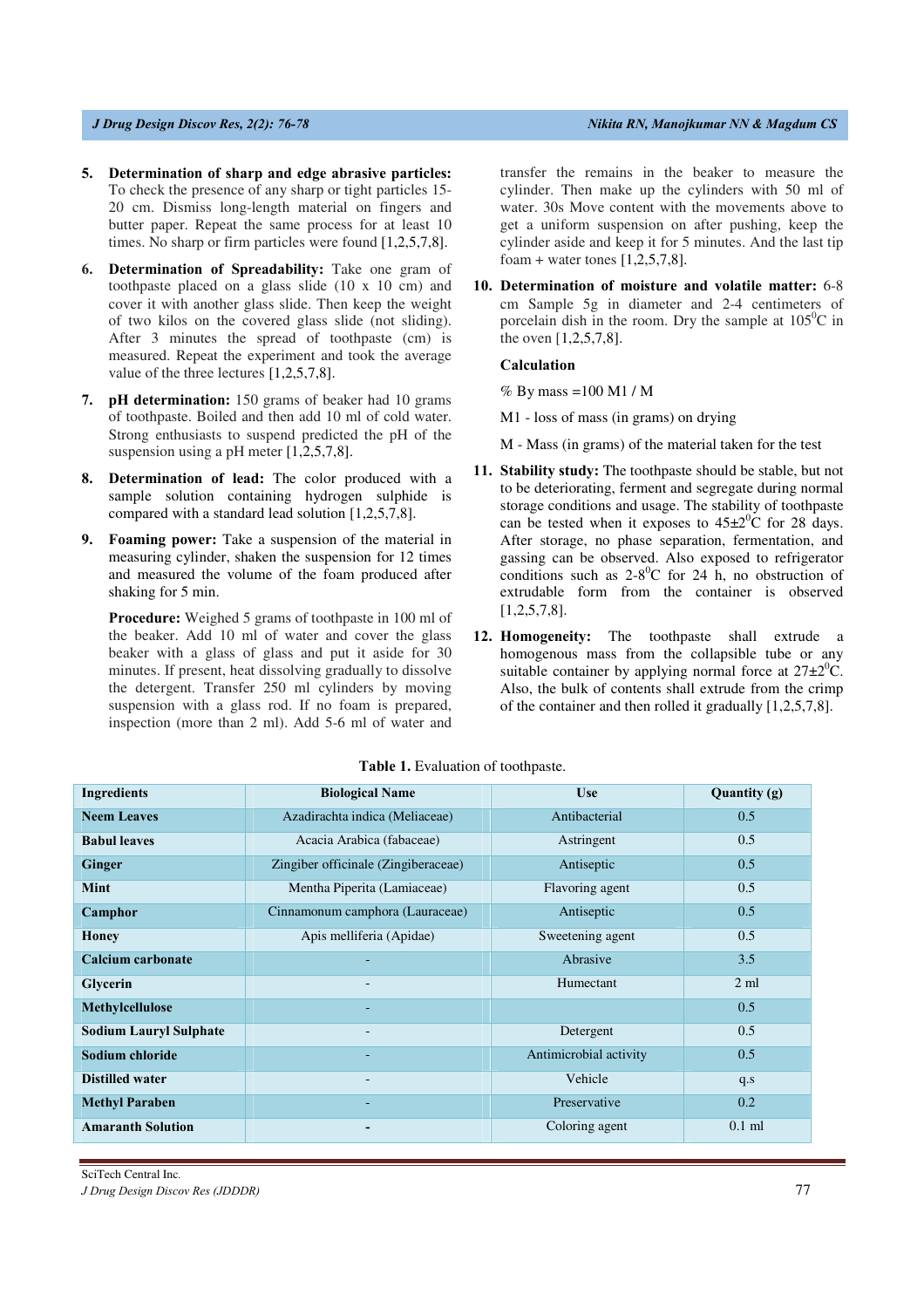5. **Determination of sharp and edge abrasive particles:** To check the presence of any sharp or tight particles 15-20 cm. Dismiss long-length material on fingers and butter paper. Repeat the same process for at least 10 times. No sharp or firm particles were found [1,2,5,7,8].

6. **Determination of Spreadability:** Take one gram of toothpaste placed on a glass slide (10 x 10 cm) and cover it with another glass slide. Then keep the weight of two kilos on the covered glass slide (not sliding). After 3 minutes the spread of toothpaste (cm) is measured. Repeat the experiment and took the average value of the three lectures [1,2,5,7,8].

7. **pH determination:** 150 grams of beaker had 10 grams of toothpaste. Boiled and then add 10 ml of cold water. Strong enthusiasts to suspend predicted the pH of the suspension using a pH meter [1,2,5,7,8].

8. **Determination of lead:** The color produced with a sample solution containing hydrogen sulphide is compared with a standard lead solution [1,2,5,7,8].

9. **Foaming power:** Take a suspension of the material in measuring cylinder, shaken the suspension for 12 times and measured the volume of the foam produced after shaking for 5 min.

   **Procedure:** Weighed 5 grams of toothpaste in 100 ml of the beaker. Add 10 ml of water and cover the glass beaker with a glass of glass and put it aside for 30 minutes. If present, heat dissolving gradually to dissolve the detergent. Transfer 250 ml cylinders by moving suspension with a glass rod. If no foam is prepared, inspection (more than 2 ml). Add 5-6 ml of water and transfer the remains in the beaker to measure the cylinder. Then make up the cylinders with 50 ml of water. 30s Move content with the movements above to get a uniform suspension on after pushing, keep the cylinder aside and keep it for 5 minutes. And the last tip foam + water tones [1,2,5,7,8].

10. **Determination of moisture and volatile matter:** 6-8 cm Sample 5g in diameter and 2-4 centimeters of porcelain dish in the room. Dry the sample at 105$^0$C in the oven [1,2,5,7,8].

    **Calculation**

    % By mass =100 M1 / M

    M1 - loss of mass (in grams) on drying

    M - Mass (in grams) of the material taken for the test

11. **Stability study:** The toothpaste should be stable, but not to be deteriorating, ferment and segregate during normal storage conditions and usage. The stability of toothpaste can be tested when it exposes to 45±2$^0$C for 28 days. After storage, no phase separation, fermentation, and gassing can be observed. Also exposed to refrigerator conditions such as 2-8$^0$C for 24 h, no obstruction of extrudable form from the container is observed [1,2,5,7,8].

12. **Homogeneity:** The toothpaste shall extrude a homogenous mass from the collapsible tube or any suitable container by applying normal force at 27±2$^0$C. Also, the bulk of contents shall extrude from the crimp of the container and then rolled it gradually [1,2,5,7,8].

**Table 1.** Evaluation of toothpaste.

| Ingredients | Biological Name | Use | Quantity (g) |
|---|---|---|---|
| **Neem Leaves** | Azadirachta indica (Meliaceae) | Antibacterial | 0.5 |
| **Babul leaves** | Acacia Arabica (fabaceae) | Astringent | 0.5 |
| **Ginger** | Zingiber officinale (Zingiberaceae) | Antiseptic | 0.5 |
| **Mint** | Mentha Piperita (Lamiaceae) | Flavoring agent | 0.5 |
| **Camphor** | Cinnamonum camphora (Lauraceae) | Antiseptic | 0.5 |
| **Honey** | Apis melliferia (Apidae) | Sweetening agent | 0.5 |
| **Calcium carbonate** | - | Abrasive | 3.5 |
| **Glycerin** | - | Humectant | 2 ml |
| **Methylcellulose** | - | | 0.5 |
| **Sodium Lauryl Sulphate** | - | Detergent | 0.5 |
| **Sodium chloride** | - | Antimicrobial activity | 0.5 |
| **Distilled water** | - | Vehicle | q.s |
| **Methyl Paraben** | - | Preservative | 0.2 |
| **Amaranth Solution** | **-** | Coloring agent | 0.1 ml |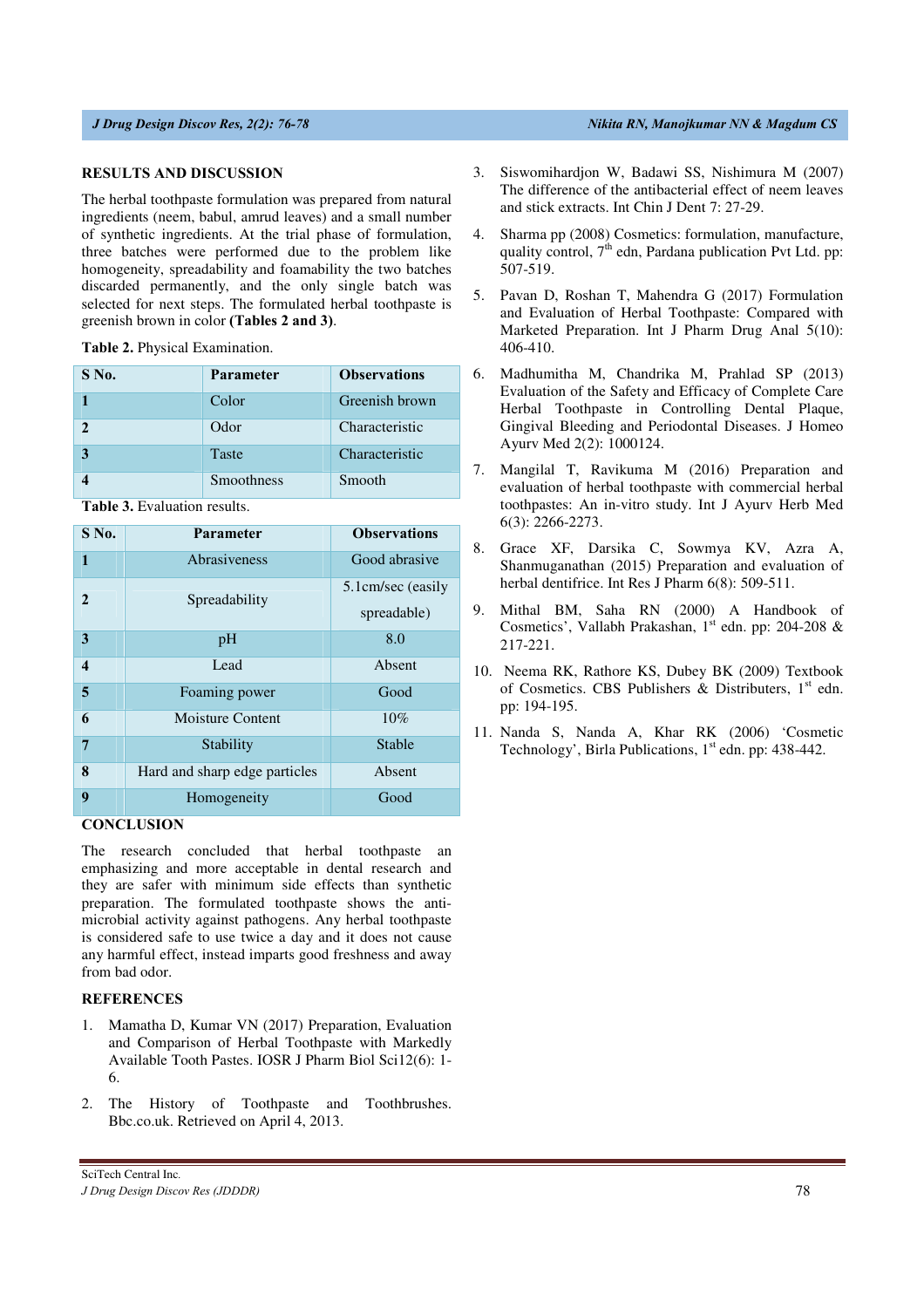## RESULTS AND DISCUSSION

The herbal toothpaste formulation was prepared from natural ingredients (neem, babul, amrud leaves) and a small number of synthetic ingredients. At the trial phase of formulation, three batches were performed due to the problem like homogeneity, spreadability and foamability the two batches discarded permanently, and the only single batch was selected for next steps. The formulated herbal toothpaste is greenish brown in color **(Tables 2 and 3)**.

**Table 2.** Physical Examination.

| S No. | Parameter | Observations |
|---|---|---|
| 1 | Color | Greenish brown |
| 2 | Odor | Characteristic |
| 3 | Taste | Characteristic |
| 4 | Smoothness | Smooth |

**Table 3.** Evaluation results.

| S No. | Parameter | Observations |
|---|---|---|
| 1 | Abrasiveness | Good abrasive |
| 2 | Spreadability | 5.1cm/sec (easily spreadable) |
| 3 | pH | 8.0 |
| 4 | Lead | Absent |
| 5 | Foaming power | Good |
| 6 | Moisture Content | 10% |
| 7 | Stability | Stable |
| 8 | Hard and sharp edge particles | Absent |
| 9 | Homogeneity | Good |

## CONCLUSION

The research concluded that herbal toothpaste an emphasizing and more acceptable in dental research and they are safer with minimum side effects than synthetic preparation. The formulated toothpaste shows the anti-microbial activity against pathogens. Any herbal toothpaste is considered safe to use twice a day and it does not cause any harmful effect, instead imparts good freshness and away from bad odor.

## REFERENCES

1. Mamatha D, Kumar VN (2017) Preparation, Evaluation and Comparison of Herbal Toothpaste with Markedly Available Tooth Pastes. IOSR J Pharm Biol Sci12(6): 1-6.
2. The History of Toothpaste and Toothbrushes. Bbc.co.uk. Retrieved on April 4, 2013.
3. Siswomihardjon W, Badawi SS, Nishimura M (2007) The difference of the antibacterial effect of neem leaves and stick extracts. Int Chin J Dent 7: 27-29.
4. Sharma pp (2008) Cosmetics: formulation, manufacture, quality control, 7th edn, Pardana publication Pvt Ltd. pp: 507-519.
5. Pavan D, Roshan T, Mahendra G (2017) Formulation and Evaluation of Herbal Toothpaste: Compared with Marketed Preparation. Int J Pharm Drug Anal 5(10): 406-410.
6. Madhumitha M, Chandrika M, Prahlad SP (2013) Evaluation of the Safety and Efficacy of Complete Care Herbal Toothpaste in Controlling Dental Plaque, Gingival Bleeding and Periodontal Diseases. J Homeo Ayurv Med 2(2): 1000124.
7. Mangilal T, Ravikuma M (2016) Preparation and evaluation of herbal toothpaste with commercial herbal toothpastes: An in-vitro study. Int J Ayurv Herb Med 6(3): 2266-2273.
8. Grace XF, Darsika C, Sowmya KV, Azra A, Shanmuganathan (2015) Preparation and evaluation of herbal dentifrice. Int Res J Pharm 6(8): 509-511.
9. Mithal BM, Saha RN (2000) A Handbook of Cosmetics', Vallabh Prakashan, 1st edn. pp: 204-208 & 217-221.
10. Neema RK, Rathore KS, Dubey BK (2009) Textbook of Cosmetics. CBS Publishers & Distributers, 1st edn. pp: 194-195.
11. Nanda S, Nanda A, Khar RK (2006) 'Cosmetic Technology', Birla Publications, 1st edn. pp: 438-442.